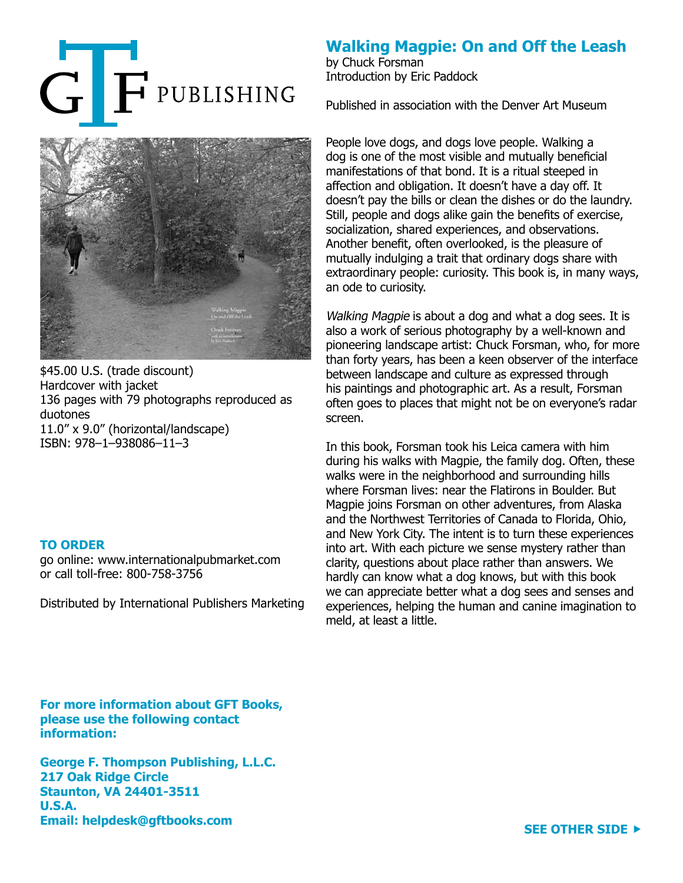GTF PUBLISHING

# Walking Magpie: On and Off the Leash

by Chuck Forsman
Introduction by Eric Paddock

Published in association with the Denver Art Museum

People love dogs, and dogs love people. Walking a dog is one of the most visible and mutually beneficial manifestations of that bond. It is a ritual steeped in affection and obligation. It doesn't have a day off. It doesn't pay the bills or clean the dishes or do the laundry. Still, people and dogs alike gain the benefits of exercise, socialization, shared experiences, and observations. Another benefit, often overlooked, is the pleasure of mutually indulging a trait that ordinary dogs share with extraordinary people: curiosity. This book is, in many ways, an ode to curiosity.

*Walking Magpie* is about a dog and what a dog sees. It is also a work of serious photography by a well-known and pioneering landscape artist: Chuck Forsman, who, for more than forty years, has been a keen observer of the interface between landscape and culture as expressed through his paintings and photographic art. As a result, Forsman often goes to places that might not be on everyone's radar screen.

In this book, Forsman took his Leica camera with him during his walks with Magpie, the family dog. Often, these walks were in the neighborhood and surrounding hills where Forsman lives: near the Flatirons in Boulder. But Magpie joins Forsman on other adventures, from Alaska and the Northwest Territories of Canada to Florida, Ohio, and New York City. The intent is to turn these experiences into art. With each picture we sense mystery rather than clarity, questions about place rather than answers. We hardly can know what a dog knows, but with this book we can appreciate better what a dog sees and senses and experiences, helping the human and canine imagination to meld, at least a little.

$45.00 U.S. (trade discount)
Hardcover with jacket
136 pages with 79 photographs reproduced as duotones
11.0" x 9.0" (horizontal/landscape)
ISBN: 978–1–938086–11–3

**TO ORDER**
go online: www.internationalpubmarket.com
or call toll-free: 800-758-3756

Distributed by International Publishers Marketing

**For more information about GFT Books, please use the following contact information:**

**George F. Thompson Publishing, L.L.C.**
**217 Oak Ridge Circle**
**Staunton, VA 24401-3511**
**U.S.A.**
**Email: helpdesk@gftbooks.com**

**SEE OTHER SIDE ▸**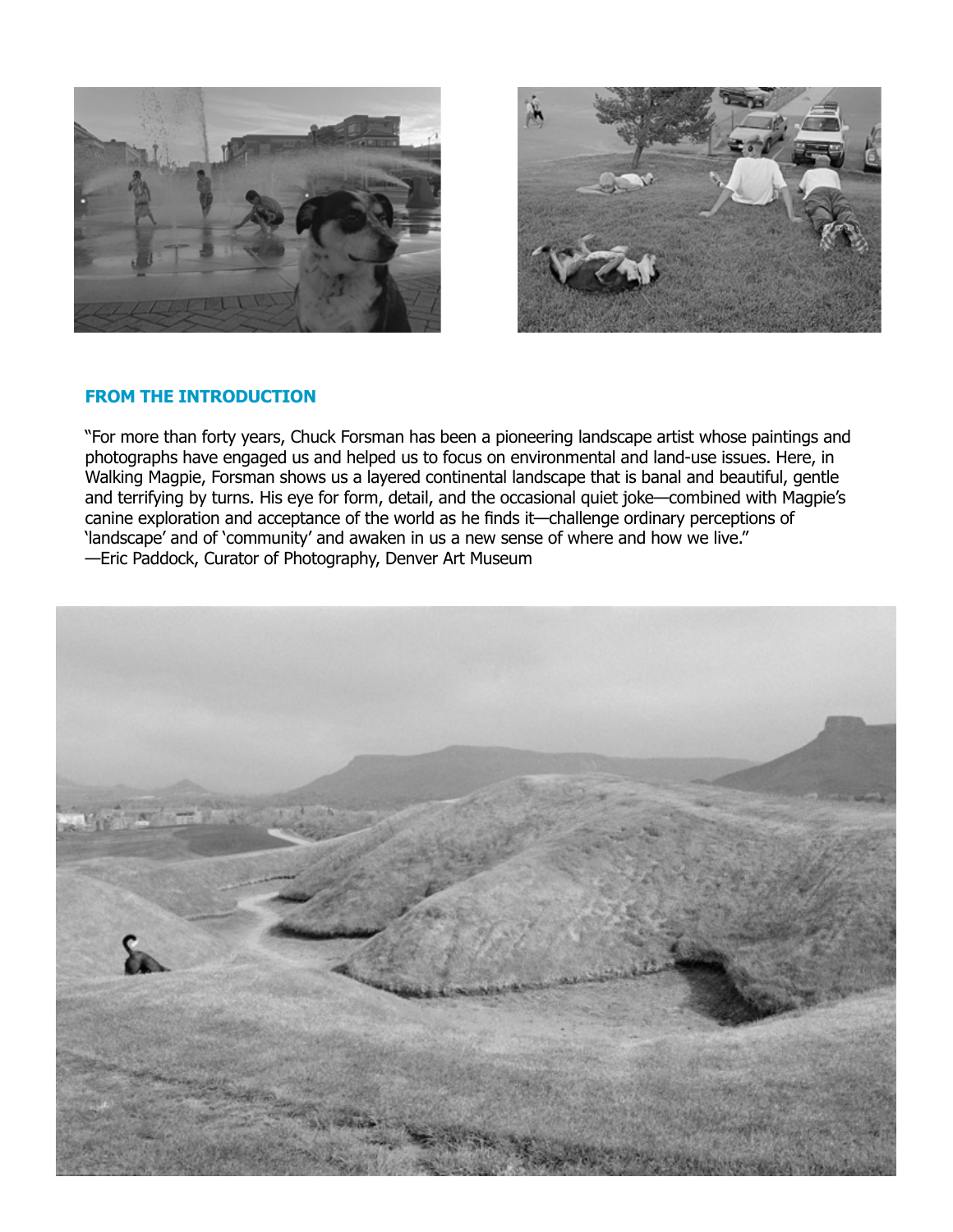## FROM THE INTRODUCTION

"For more than forty years, Chuck Forsman has been a pioneering landscape artist whose paintings and photographs have engaged us and helped us to focus on environmental and land-use issues. Here, in Walking Magpie, Forsman shows us a layered continental landscape that is banal and beautiful, gentle and terrifying by turns. His eye for form, detail, and the occasional quiet joke—combined with Magpie's canine exploration and acceptance of the world as he finds it—challenge ordinary perceptions of 'landscape' and of 'community' and awaken in us a new sense of where and how we live."
—Eric Paddock, Curator of Photography, Denver Art Museum